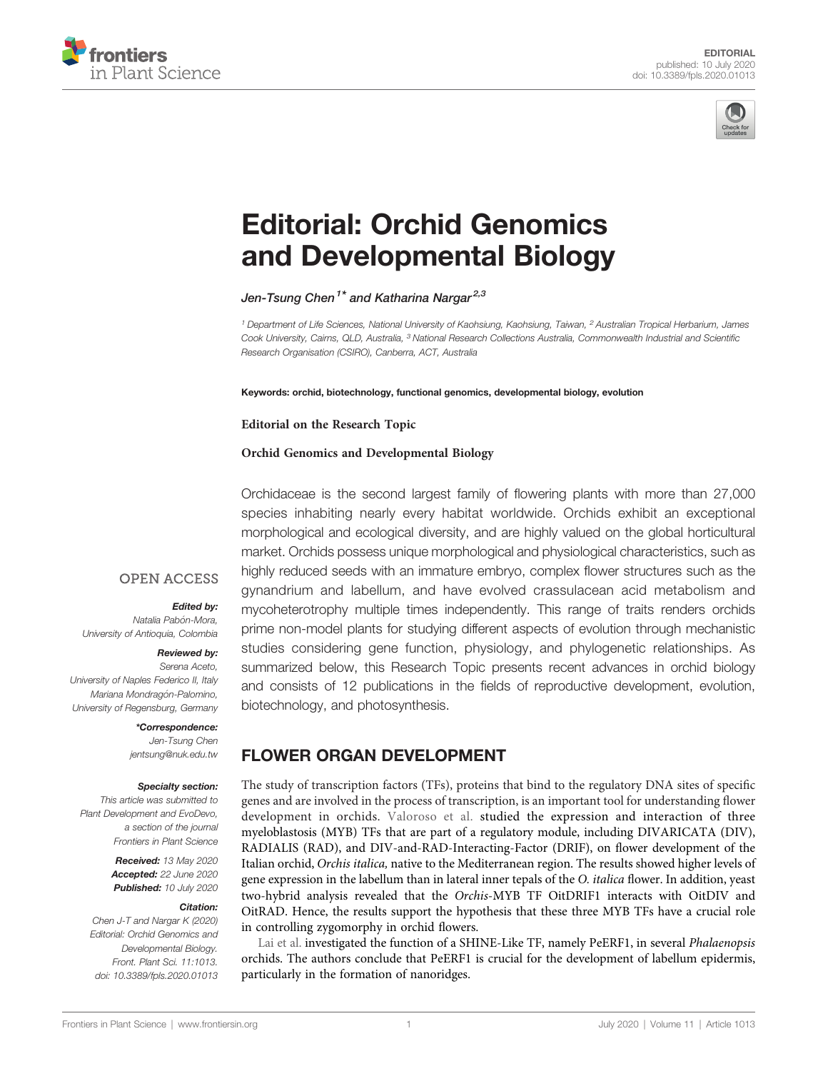EDITORIAL
published: 10 July 2020
doi: 10.3389/fpls.2020.01013

# Editorial: Orchid Genomics and Developmental Biology

*Jen-Tsung Chen[1]\* and Katharina Nargar[2,3]*

[1] Department of Life Sciences, National University of Kaohsiung, Kaohsiung, Taiwan, [2] Australian Tropical Herbarium, James Cook University, Cairns, QLD, Australia, [3] National Research Collections Australia, Commonwealth Industrial and Scientific Research Organisation (CSIRO), Canberra, ACT, Australia

**Keywords: orchid, biotechnology, functional genomics, developmental biology, evolution**

**Editorial on the Research Topic**

**Orchid Genomics and Developmental Biology**

OPEN ACCESS

***Edited by:***
Natalia Pabón-Mora,
University of Antioquia, Colombia

***Reviewed by:***
Serena Aceto,
University of Naples Federico II, Italy
Mariana Mondragón-Palomino,
University of Regensburg, Germany

***\*Correspondence:***
Jen-Tsung Chen
jentsung@nuk.edu.tw

***Specialty section:***
This article was submitted to Plant Development and EvoDevo, a section of the journal Frontiers in Plant Science

**Received:** 13 May 2020
**Accepted:** 22 June 2020
**Published:** 10 July 2020

***Citation:***
Chen J-T and Nargar K (2020) Editorial: Orchid Genomics and Developmental Biology. Front. Plant Sci. 11:1013. doi: 10.3389/fpls.2020.01013

Orchidaceae is the second largest family of flowering plants with more than 27,000 species inhabiting nearly every habitat worldwide. Orchids exhibit an exceptional morphological and ecological diversity, and are highly valued on the global horticultural market. Orchids possess unique morphological and physiological characteristics, such as highly reduced seeds with an immature embryo, complex flower structures such as the gynandrium and labellum, and have evolved crassulacean acid metabolism and mycoheterotrophy multiple times independently. This range of traits renders orchids prime non-model plants for studying different aspects of evolution through mechanistic studies considering gene function, physiology, and phylogenetic relationships. As summarized below, this Research Topic presents recent advances in orchid biology and consists of 12 publications in the fields of reproductive development, evolution, biotechnology, and photosynthesis.

## FLOWER ORGAN DEVELOPMENT

The study of transcription factors (TFs), proteins that bind to the regulatory DNA sites of specific genes and are involved in the process of transcription, is an important tool for understanding flower development in orchids. Valoroso et al. studied the expression and interaction of three myeloblastosis (MYB) TFs that are part of a regulatory module, including DIVARICATA (DIV), RADIALIS (RAD), and DIV-and-RAD-Interacting-Factor (DRIF), on flower development of the Italian orchid, *Orchis italica,* native to the Mediterranean region. The results showed higher levels of gene expression in the labellum than in lateral inner tepals of the *O. italica* flower. In addition, yeast two-hybrid analysis revealed that the *Orchis*-MYB TF OitDRIF1 interacts with OitDIV and OitRAD. Hence, the results support the hypothesis that these three MYB TFs have a crucial role in controlling zygomorphy in orchid flowers.

Lai et al. investigated the function of a SHINE-Like TF, namely PeERF1, in several *Phalaenopsis* orchids. The authors conclude that PeERF1 is crucial for the development of labellum epidermis, particularly in the formation of nanoridges.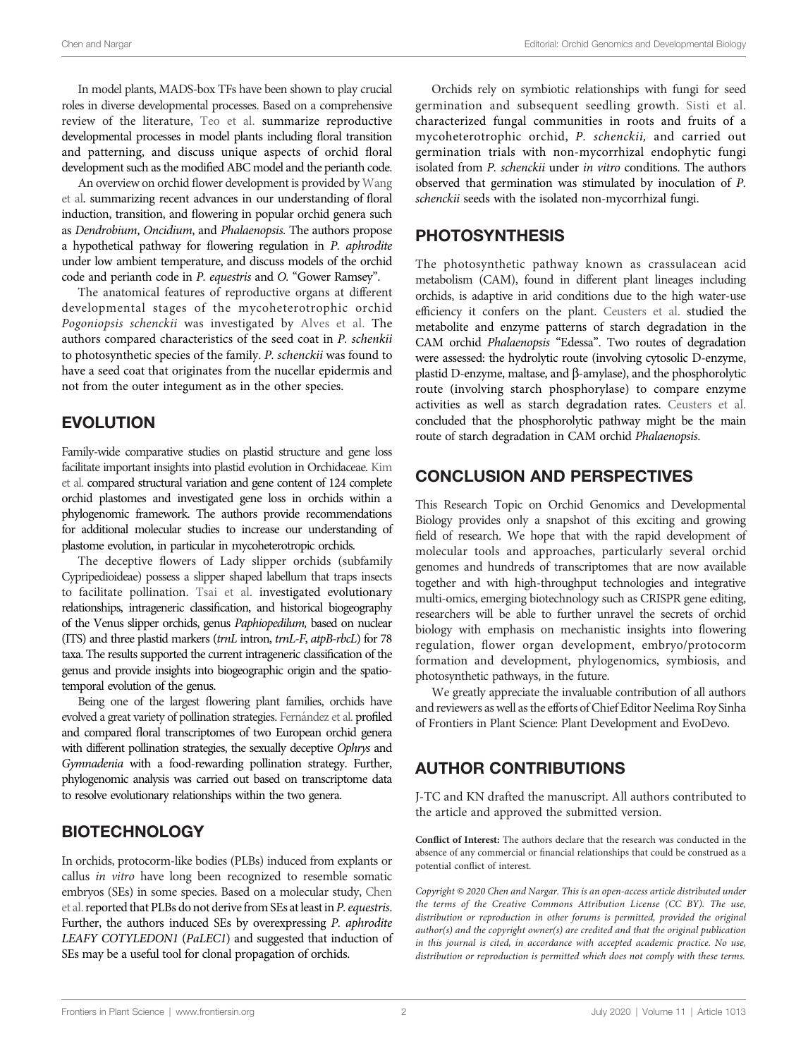In model plants, MADS-box TFs have been shown to play crucial roles in diverse developmental processes. Based on a comprehensive review of the literature, Teo et al. summarize reproductive developmental processes in model plants including floral transition and patterning, and discuss unique aspects of orchid floral development such as the modified ABC model and the perianth code.

An overview on orchid flower development is provided by Wang et al. summarizing recent advances in our understanding of floral induction, transition, and flowering in popular orchid genera such as *Dendrobium*, *Oncidium*, and *Phalaenopsis*. The authors propose a hypothetical pathway for flowering regulation in *P. aphrodite* under low ambient temperature, and discuss models of the orchid code and perianth code in *P. equestris* and *O.* "Gower Ramsey".

The anatomical features of reproductive organs at different developmental stages of the mycoheterotrophic orchid *Pogoniopsis schenckii* was investigated by Alves et al. The authors compared characteristics of the seed coat in *P. schenkii* to photosynthetic species of the family. *P. schenckii* was found to have a seed coat that originates from the nucellar epidermis and not from the outer integument as in the other species.

## EVOLUTION

Family-wide comparative studies on plastid structure and gene loss facilitate important insights into plastid evolution in Orchidaceae. Kim et al. compared structural variation and gene content of 124 complete orchid plastomes and investigated gene loss in orchids within a phylogenomic framework. The authors provide recommendations for additional molecular studies to increase our understanding of plastome evolution, in particular in mycoheterotropic orchids.

The deceptive flowers of Lady slipper orchids (subfamily Cypripedioideae) possess a slipper shaped labellum that traps insects to facilitate pollination. Tsai et al. investigated evolutionary relationships, intrageneric classification, and historical biogeography of the Venus slipper orchids, genus *Paphiopedilum,* based on nuclear (ITS) and three plastid markers (*trnL* intron, *trnL-F*, *atpB-rbcL*) for 78 taxa. The results supported the current intrageneric classification of the genus and provide insights into biogeographic origin and the spatio-temporal evolution of the genus.

Being one of the largest flowering plant families, orchids have evolved a great variety of pollination strategies. Fernández et al. profiled and compared floral transcriptomes of two European orchid genera with different pollination strategies, the sexually deceptive *Ophrys* and *Gymnadenia* with a food-rewarding pollination strategy. Further, phylogenomic analysis was carried out based on transcriptome data to resolve evolutionary relationships within the two genera.

## BIOTECHNOLOGY

In orchids, protocorm-like bodies (PLBs) induced from explants or callus *in vitro* have long been recognized to resemble somatic embryos (SEs) in some species. Based on a molecular study, Chen et al. reported that PLBs do not derive from SEs at least in *P. equestris*. Further, the authors induced SEs by overexpressing *P. aphrodite LEAFY COTYLEDON1* (*PaLEC1*) and suggested that induction of SEs may be a useful tool for clonal propagation of orchids.

Orchids rely on symbiotic relationships with fungi for seed germination and subsequent seedling growth. Sisti et al. characterized fungal communities in roots and fruits of a mycoheterotrophic orchid, *P. schenckii,* and carried out germination trials with non-mycorrhizal endophytic fungi isolated from *P. schenckii* under *in vitro* conditions. The authors observed that germination was stimulated by inoculation of *P. schenckii* seeds with the isolated non-mycorrhizal fungi.

## PHOTOSYNTHESIS

The photosynthetic pathway known as crassulacean acid metabolism (CAM), found in different plant lineages including orchids, is adaptive in arid conditions due to the high water-use efficiency it confers on the plant. Ceusters et al. studied the metabolite and enzyme patterns of starch degradation in the CAM orchid *Phalaenopsis* "Edessa". Two routes of degradation were assessed: the hydrolytic route (involving cytosolic D-enzyme, plastid D-enzyme, maltase, and β-amylase), and the phosphorolytic route (involving starch phosphorylase) to compare enzyme activities as well as starch degradation rates. Ceusters et al. concluded that the phosphorolytic pathway might be the main route of starch degradation in CAM orchid *Phalaenopsis*.

## CONCLUSION AND PERSPECTIVES

This Research Topic on Orchid Genomics and Developmental Biology provides only a snapshot of this exciting and growing field of research. We hope that with the rapid development of molecular tools and approaches, particularly several orchid genomes and hundreds of transcriptomes that are now available together and with high-throughput technologies and integrative multi-omics, emerging biotechnology such as CRISPR gene editing, researchers will be able to further unravel the secrets of orchid biology with emphasis on mechanistic insights into flowering regulation, flower organ development, embryo/protocorm formation and development, phylogenomics, symbiosis, and photosynthetic pathways, in the future.

We greatly appreciate the invaluable contribution of all authors and reviewers as well as the efforts of Chief Editor Neelima Roy Sinha of Frontiers in Plant Science: Plant Development and EvoDevo.

## AUTHOR CONTRIBUTIONS

J-TC and KN drafted the manuscript. All authors contributed to the article and approved the submitted version.

**Conflict of Interest:** The authors declare that the research was conducted in the absence of any commercial or financial relationships that could be construed as a potential conflict of interest.

*Copyright © 2020 Chen and Nargar. This is an open-access article distributed under the terms of the Creative Commons Attribution License (CC BY). The use, distribution or reproduction in other forums is permitted, provided the original author(s) and the copyright owner(s) are credited and that the original publication in this journal is cited, in accordance with accepted academic practice. No use, distribution or reproduction is permitted which does not comply with these terms.*